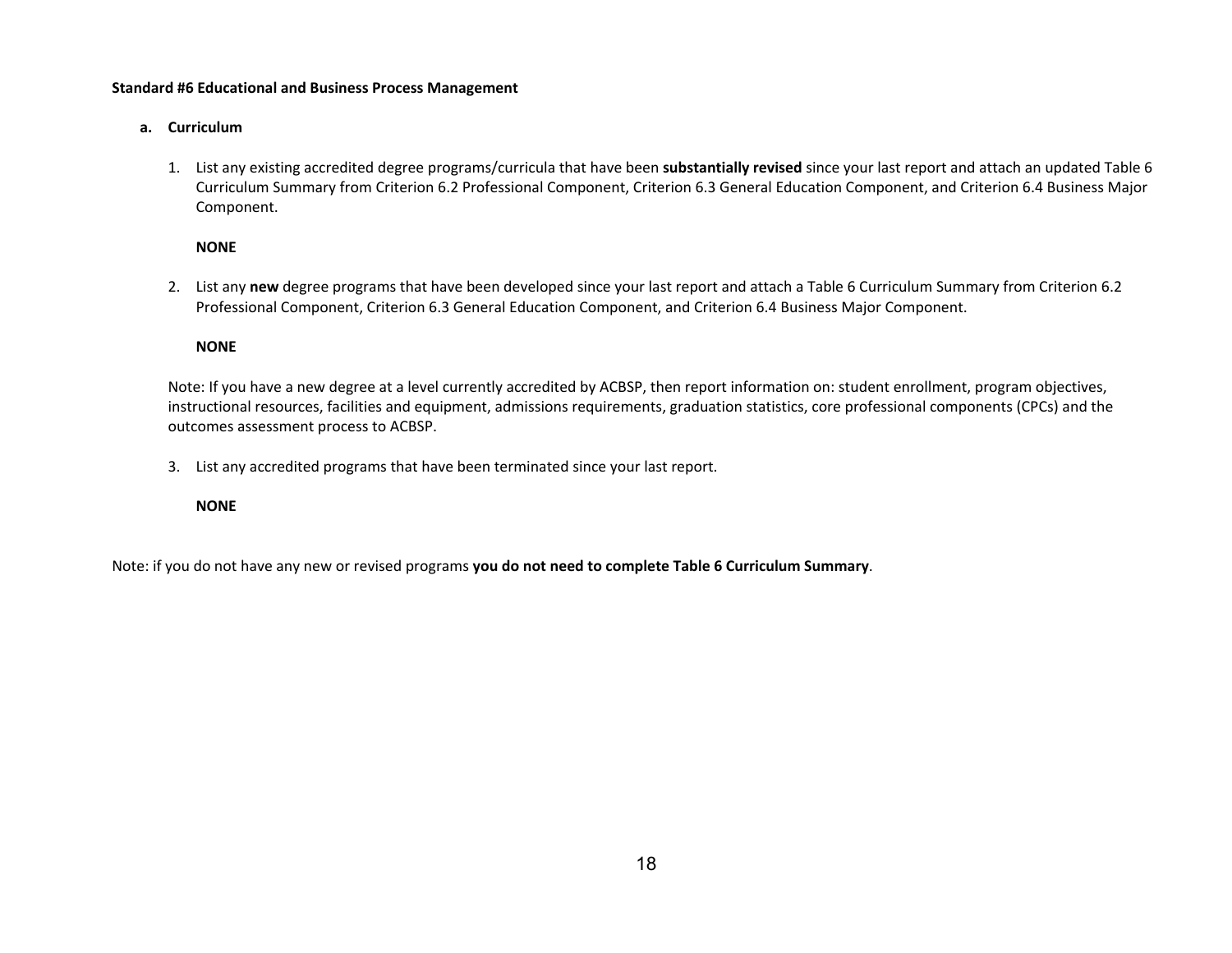**Standard #6 Educational and Business Process Management**

**a. Curriculum**

1. List any existing accredited degree programs/curricula that have been **substantially revised** since your last report and attach an updated Table 6 Curriculum Summary from Criterion 6.2 Professional Component, Criterion 6.3 General Education Component, and Criterion 6.4 Business Major Component.

   **NONE**

2. List any **new** degree programs that have been developed since your last report and attach a Table 6 Curriculum Summary from Criterion 6.2 Professional Component, Criterion 6.3 General Education Component, and Criterion 6.4 Business Major Component.

   **NONE**

   Note: If you have a new degree at a level currently accredited by ACBSP, then report information on: student enrollment, program objectives, instructional resources, facilities and equipment, admissions requirements, graduation statistics, core professional components (CPCs) and the outcomes assessment process to ACBSP.

3. List any accredited programs that have been terminated since your last report.

   **NONE**

Note: if you do not have any new or revised programs **you do not need to complete Table 6 Curriculum Summary**.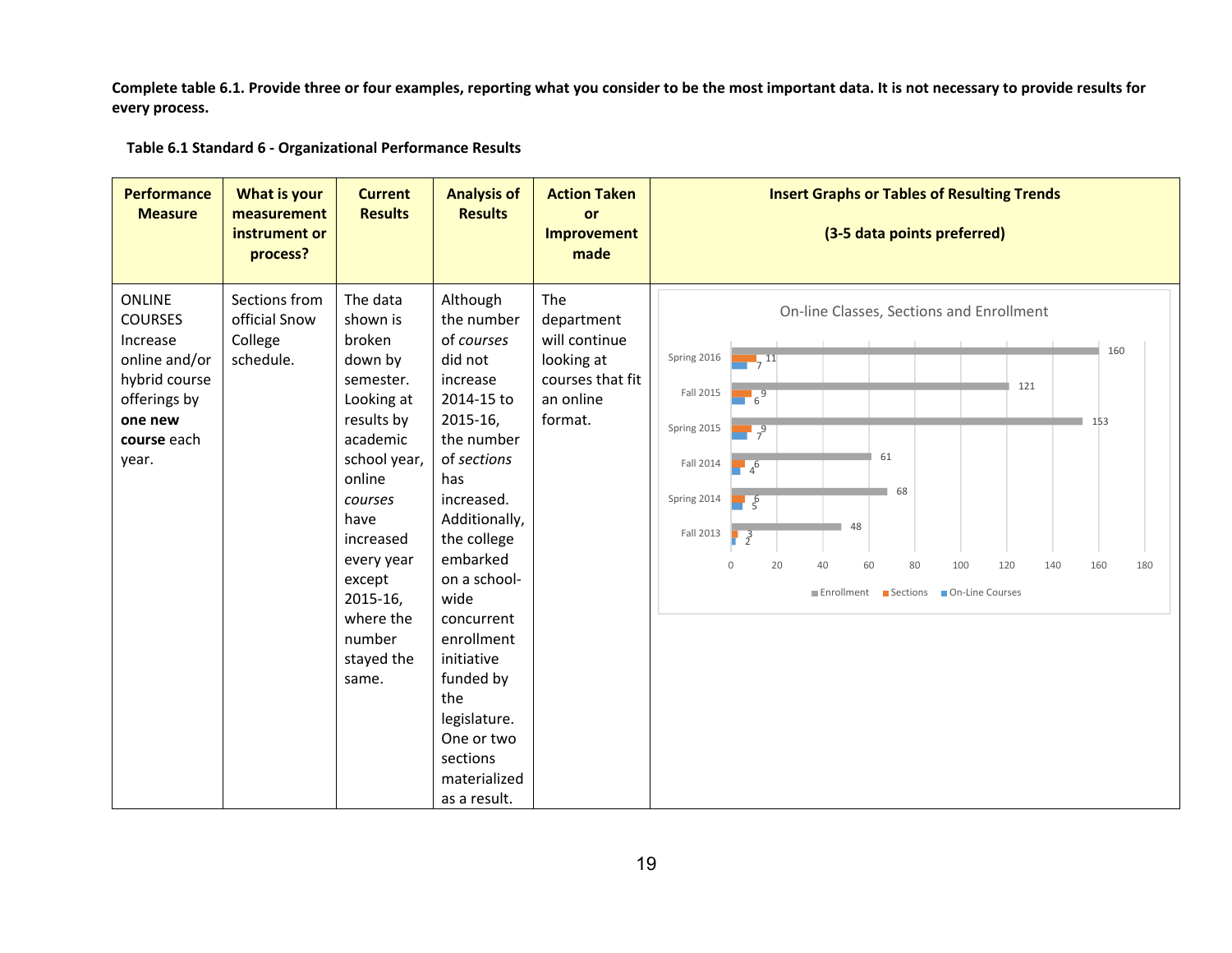**Complete table 6.1. Provide three or four examples, reporting what you consider to be the most important data. It is not necessary to provide results for every process.**

**Table 6.1 Standard 6 - Organizational Performance Results**

| Performance Measure | What is your measurement instrument or process? | Current Results | Analysis of Results | Action Taken or Improvement made | Insert Graphs or Tables of Resulting Trends (3-5 data points preferred) |
|---|---|---|---|---|---|
| ONLINE COURSES Increase online and/or hybrid course offerings by **one new course** each year. | Sections from official Snow College schedule. | The data shown is broken down by semester. Looking at results by academic school year, online *courses* have increased every year except 2015-16, where the number stayed the same. | Although the number of *courses* did not increase 2014-15 to 2015-16, the number of *sections* has increased. Additionally, the college embarked on a school-wide concurrent enrollment initiative funded by the legislature. One or two sections materialized as a result. | The department will continue looking at courses that fit an online format. | On-line Classes, Sections and Enrollment<br><br>Fall 2013: Enrollment 48, Sections 3, On-Line Courses 2<br>Spring 2014: Enrollment 68, Sections 6, On-Line Courses 5<br>Fall 2014: Enrollment 61, Sections 6, On-Line Courses 4<br>Spring 2015: Enrollment 153, Sections 9, On-Line Courses 7<br>Fall 2015: Enrollment 121, Sections 9, On-Line Courses 6<br>Spring 2016: Enrollment 160, Sections 11, On-Line Courses 7 |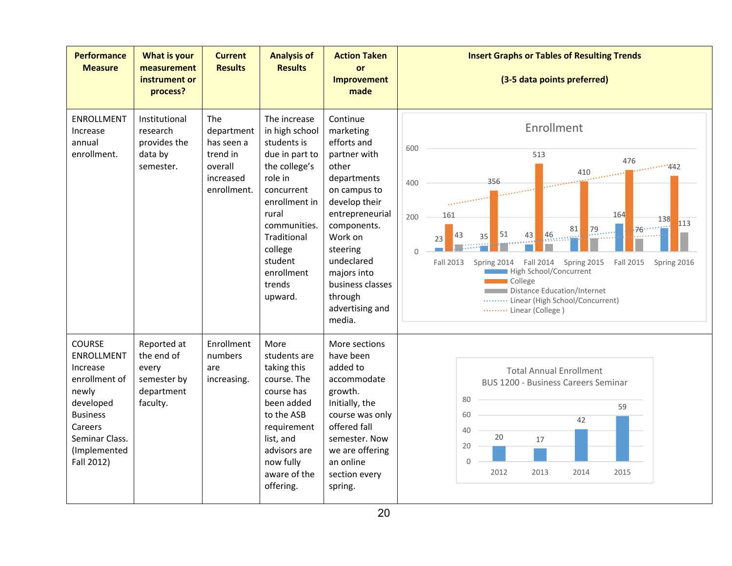| Performance Measure | What is your measurement instrument or process? | Current Results | Analysis of Results | Action Taken or Improvement made | Insert Graphs or Tables of Resulting Trends (3-5 data points preferred) |
|---|---|---|---|---|---|
| ENROLLMENT Increase annual enrollment. | Institutional research provides the data by semester. | The department has seen a trend in overall increased enrollment. | The increase in high school students is due in part to the college's role in concurrent enrollment in rural communities. Traditional college student enrollment trends upward. | Continue marketing efforts and partner with other departments on campus to develop their entrepreneurial components. Work on steering undeclared majors into business classes through advertising and media. | Enrollment chart (see data below) |
| COURSE ENROLLMENT Increase enrollment of newly developed Business Careers Seminar Class. (Implemented Fall 2012) | Reported at the end of every semester by department faculty. | Enrollment numbers are increasing. | More students are taking this course. The course has been added to the ASB requirement list, and advisors are now fully aware of the offering. | More sections have been added to accommodate growth. Initially, the course was only offered fall semester. Now we are offering an online section every spring. | Total Annual Enrollment BUS 1200 - Business Careers Seminar chart (see data below) |

**Enrollment**

| | Fall 2013 | Spring 2014 | Fall 2014 | Spring 2015 | Fall 2015 | Spring 2016 |
|---|---|---|---|---|---|---|
| High School/Concurrent | 23 | 35 | 43 | 81 | 164 | 138 |
| College | 161 | 356 | 513 | 410 | 476 | 442 |
| Distance Education/Internet | 43 | 51 | 46 | 79 | 76 | 113 |

Linear (High School/Concurrent), Linear (College )

**Total Annual Enrollment BUS 1200 - Business Careers Seminar**

| 2012 | 2013 | 2014 | 2015 |
|---|---|---|---|
| 20 | 17 | 42 | 59 |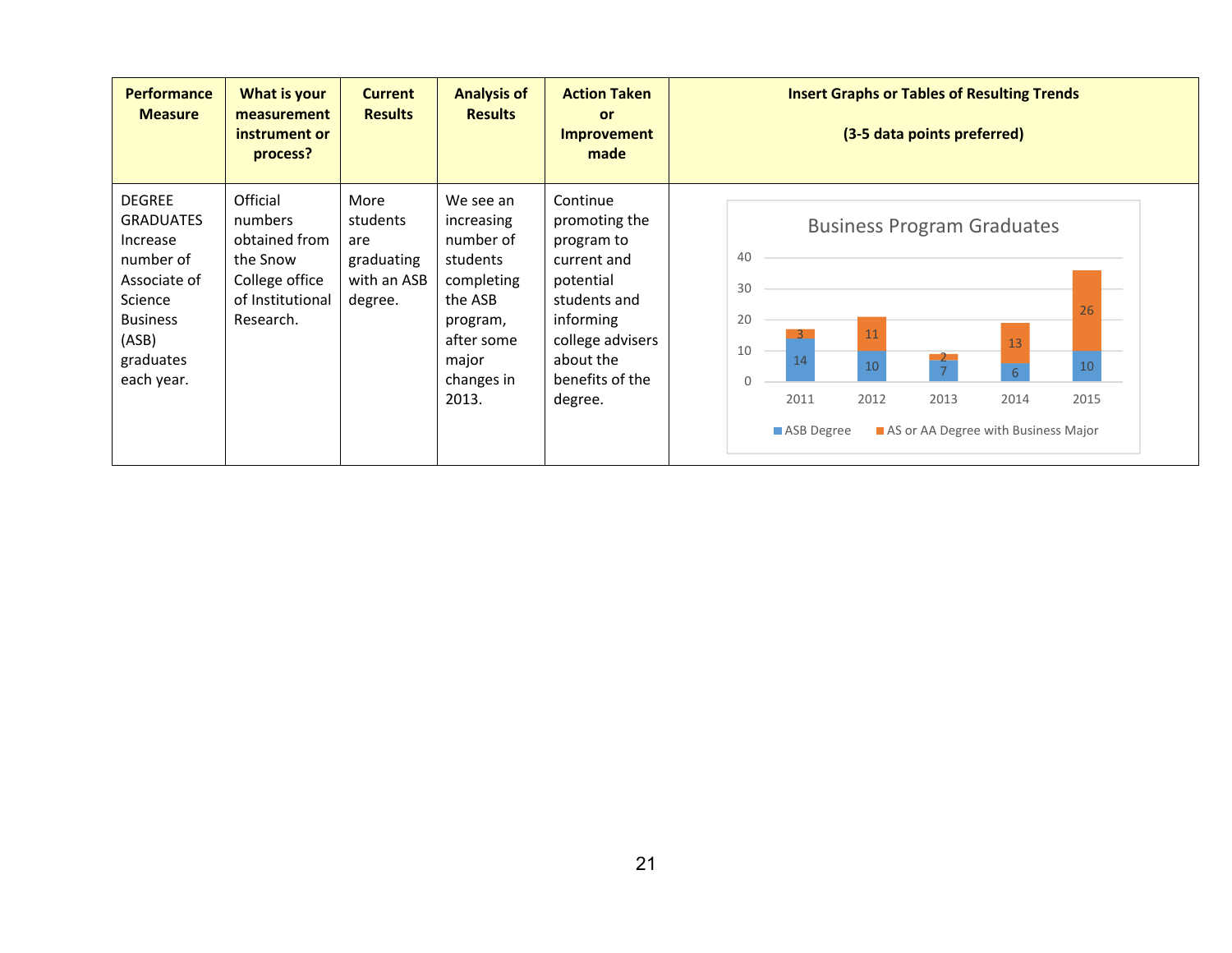| Performance Measure | What is your measurement instrument or process? | Current Results | Analysis of Results | Action Taken or Improvement made | Insert Graphs or Tables of Resulting Trends (3-5 data points preferred) |
|---|---|---|---|---|---|
| DEGREE GRADUATES Increase number of Associate of Science Business (ASB) graduates each year. | Official numbers obtained from the Snow College office of Institutional Research. | More students are graduating with an ASB degree. | We see an increasing number of students completing the ASB program, after some major changes in 2013. | Continue promoting the program to current and potential students and informing college advisers about the benefits of the degree. | Business Program Graduates<br>40<br>30<br>20<br>10<br>0<br>2011: 14, 3<br>2012: 10, 11<br>2013: 7, 2<br>2014: 6, 13<br>2015: 10, 26<br>ASB Degree<br>AS or AA Degree with Business Major |